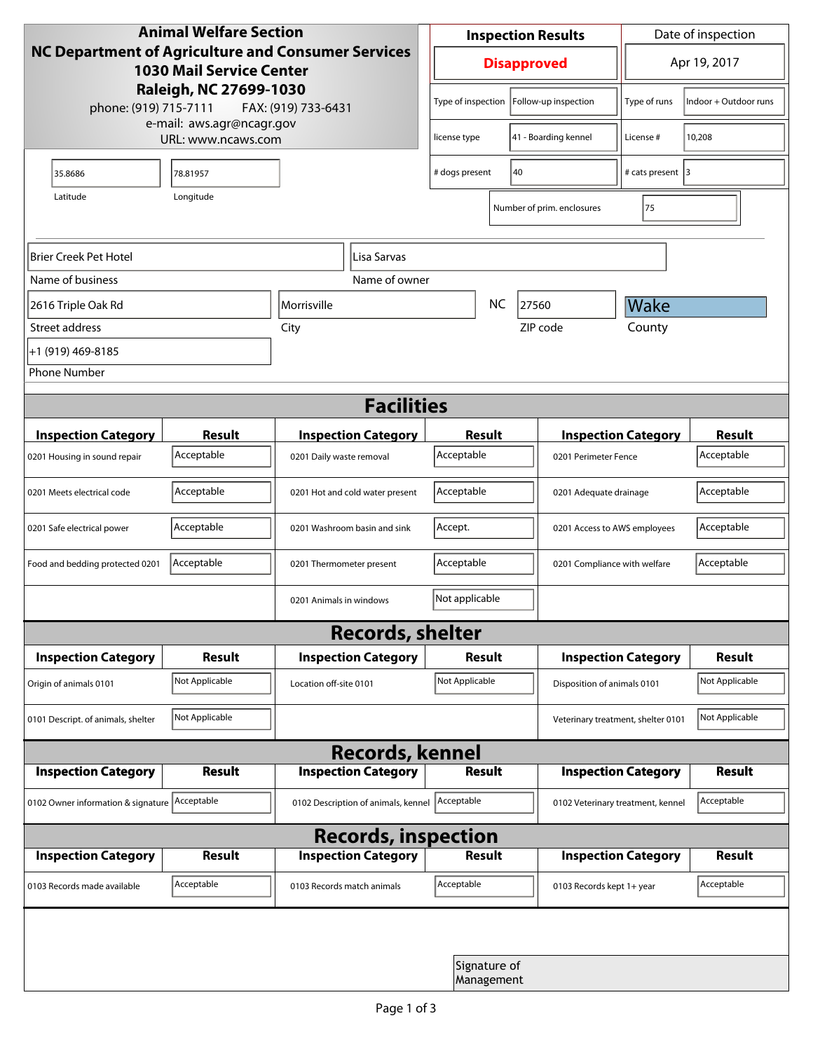**Animal Welfare Section**
**NC Department of Agriculture and Consumer Services**
**1030 Mail Service Center**
**Raleigh, NC 27699-1030**
phone: (919) 715-7111 FAX: (919) 733-6431
e-mail: aws.agr@ncagr.gov
URL: www.ncaws.com

| Inspection Results | Date of inspection |
|---|---|
| **Disapproved** | Apr 19, 2017 |

| | | | |
|---|---|---|---|
| Type of inspection | Follow-up inspection | Type of runs | Indoor + Outdoor runs |
| license type | 41 - Boarding kennel | License # | 10,208 |
| # dogs present | 40 | # cats present | 3 |
| Number of prim. enclosures | 75 | | |

| Latitude | Longitude |
|---|---|
| 35.8686 | 78.81957 |

| Field | Value |
|---|---|
| Name of business | Brier Creek Pet Hotel |
| Name of owner | Lisa Sarvas |
| Street address | 2616 Triple Oak Rd |
| City | Morrisville |
| State | NC |
| ZIP code | 27560 |
| County | Wake |
| Phone Number | +1 (919) 469-8185 |

## Facilities

| Inspection Category | Result | Inspection Category | Result | Inspection Category | Result |
|---|---|---|---|---|---|
| 0201 Housing in sound repair | Acceptable | 0201 Daily waste removal | Acceptable | 0201 Perimeter Fence | Acceptable |
| 0201 Meets electrical code | Acceptable | 0201 Hot and cold water present | Acceptable | 0201 Adequate drainage | Acceptable |
| 0201 Safe electrical power | Acceptable | 0201 Washroom basin and sink | Accept. | 0201 Access to AWS employees | Acceptable |
| Food and bedding protected 0201 | Acceptable | 0201 Thermometer present | Acceptable | 0201 Compliance with welfare | Acceptable |
| | | 0201 Animals in windows | Not applicable | | |

## Records, shelter

| Inspection Category | Result | Inspection Category | Result | Inspection Category | Result |
|---|---|---|---|---|---|
| Origin of animals 0101 | Not Applicable | Location off-site 0101 | Not Applicable | Disposition of animals 0101 | Not Applicable |
| 0101 Descript. of animals, shelter | Not Applicable | | | Veterinary treatment, shelter 0101 | Not Applicable |

## Records, kennel

| Inspection Category | Result | Inspection Category | Result | Inspection Category | Result |
|---|---|---|---|---|---|
| 0102 Owner information & signature | Acceptable | 0102 Description of animals, kennel | Acceptable | 0102 Veterinary treatment, kennel | Acceptable |

## Records, inspection

| Inspection Category | Result | Inspection Category | Result | Inspection Category | Result |
|---|---|---|---|---|---|
| 0103 Records made available | Acceptable | 0103 Records match animals | Acceptable | 0103 Records kept 1+ year | Acceptable |

Signature of Management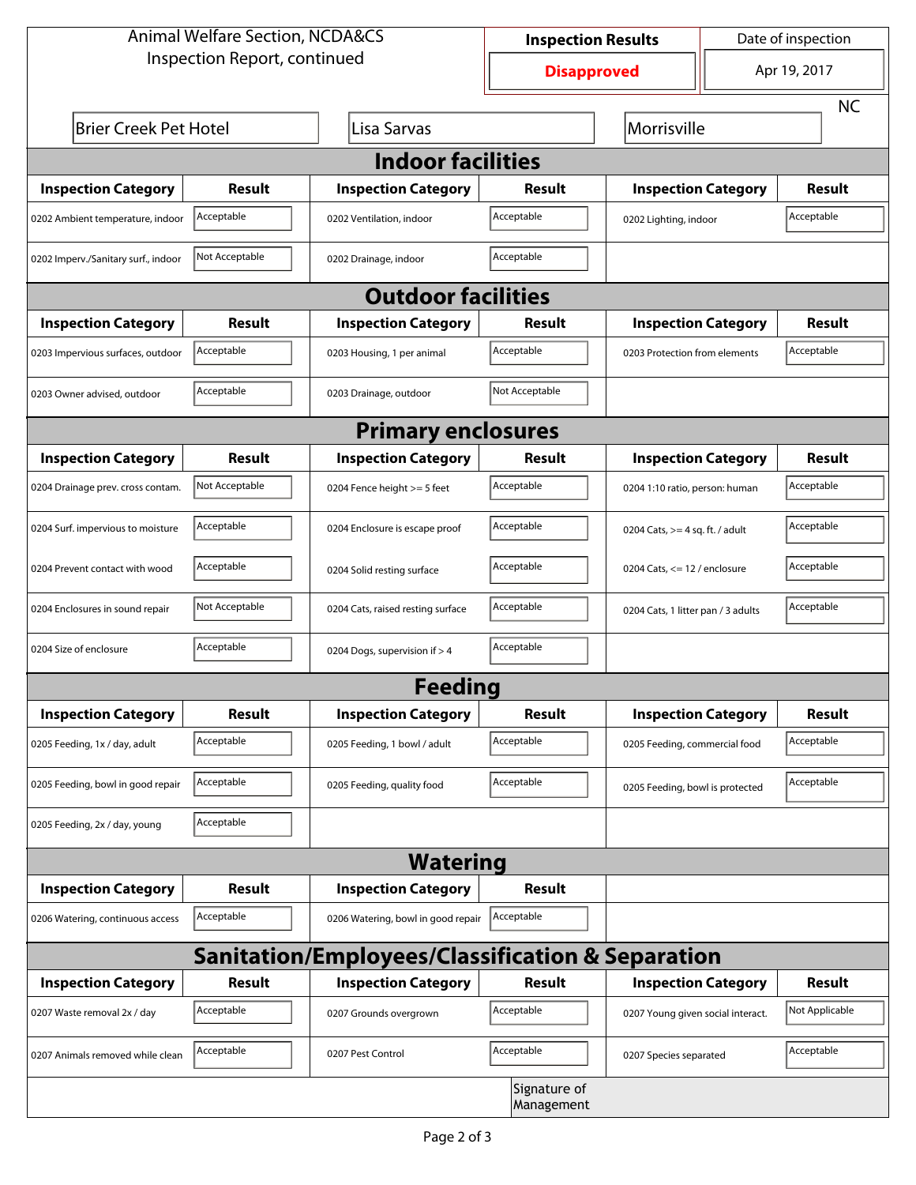Animal Welfare Section, NCDA&CS
Inspection Report, continued

| Inspection Results | Date of inspection |
|---|---|
| **Disapproved** | Apr 19, 2017 |

Brier Creek Pet Hotel | Lisa Sarvas | Morrisville | NC

## Indoor facilities

| Inspection Category | Result | Inspection Category | Result | Inspection Category | Result |
|---|---|---|---|---|---|
| 0202 Ambient temperature, indoor | Acceptable | 0202 Ventilation, indoor | Acceptable | 0202 Lighting, indoor | Acceptable |
| 0202 Imperv./Sanitary surf., indoor | Not Acceptable | 0202 Drainage, indoor | Acceptable | | |

## Outdoor facilities

| Inspection Category | Result | Inspection Category | Result | Inspection Category | Result |
|---|---|---|---|---|---|
| 0203 Impervious surfaces, outdoor | Acceptable | 0203 Housing, 1 per animal | Acceptable | 0203 Protection from elements | Acceptable |
| 0203 Owner advised, outdoor | Acceptable | 0203 Drainage, outdoor | Not Acceptable | | |

## Primary enclosures

| Inspection Category | Result | Inspection Category | Result | Inspection Category | Result |
|---|---|---|---|---|---|
| 0204 Drainage prev. cross contam. | Not Acceptable | 0204 Fence height >= 5 feet | Acceptable | 0204 1:10 ratio, person: human | Acceptable |
| 0204 Surf. impervious to moisture | Acceptable | 0204 Enclosure is escape proof | Acceptable | 0204 Cats, >= 4 sq. ft. / adult | Acceptable |
| 0204 Prevent contact with wood | Acceptable | 0204 Solid resting surface | Acceptable | 0204 Cats, <= 12 / enclosure | Acceptable |
| 0204 Enclosures in sound repair | Not Acceptable | 0204 Cats, raised resting surface | Acceptable | 0204 Cats, 1 litter pan / 3 adults | Acceptable |
| 0204 Size of enclosure | Acceptable | 0204 Dogs, supervision if > 4 | Acceptable | | |

## Feeding

| Inspection Category | Result | Inspection Category | Result | Inspection Category | Result |
|---|---|---|---|---|---|
| 0205 Feeding, 1x / day, adult | Acceptable | 0205 Feeding, 1 bowl / adult | Acceptable | 0205 Feeding, commercial food | Acceptable |
| 0205 Feeding, bowl in good repair | Acceptable | 0205 Feeding, quality food | Acceptable | 0205 Feeding, bowl is protected | Acceptable |
| 0205 Feeding, 2x / day, young | Acceptable | | | | |

## Watering

| Inspection Category | Result | Inspection Category | Result |
|---|---|---|---|
| 0206 Watering, continuous access | Acceptable | 0206 Watering, bowl in good repair | Acceptable |

## Sanitation/Employees/Classification & Separation

| Inspection Category | Result | Inspection Category | Result | Inspection Category | Result |
|---|---|---|---|---|---|
| 0207 Waste removal 2x / day | Acceptable | 0207 Grounds overgrown | Acceptable | 0207 Young given social interact. | Not Applicable |
| 0207 Animals removed while clean | Acceptable | 0207 Pest Control | Acceptable | 0207 Species separated | Acceptable |

Signature of Management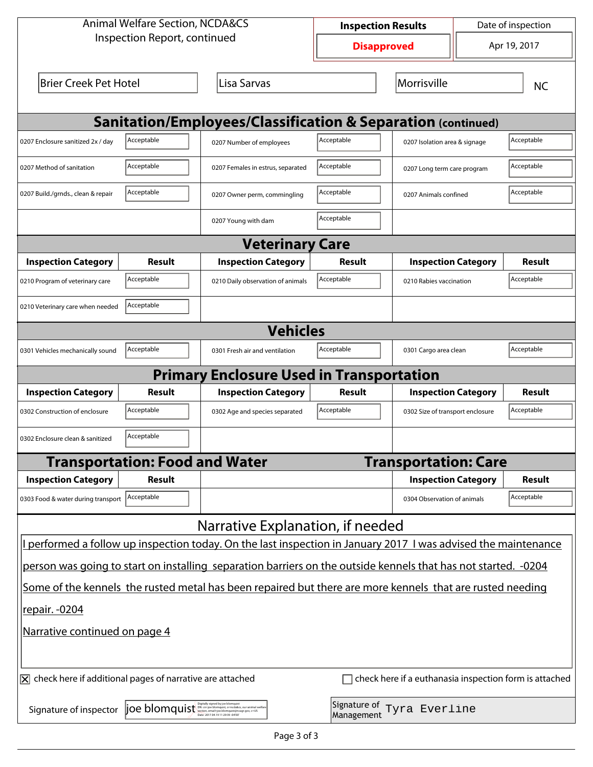Animal Welfare Section, NCDA&CS
Inspection Report, continued

| Inspection Results | Date of inspection |
|---|---|
| Disapproved | Apr 19, 2017 |

| | | | |
|---|---|---|---|
| Brier Creek Pet Hotel | Lisa Sarvas | Morrisville | NC |

## Sanitation/Employees/Classification & Separation (continued)

| | | | | | |
|---|---|---|---|---|---|
| 0207 Enclosure sanitized 2x / day | Acceptable | 0207 Number of employees | Acceptable | 0207 Isolation area & signage | Acceptable |
| 0207 Method of sanitation | Acceptable | 0207 Females in estrus, separated | Acceptable | 0207 Long term care program | Acceptable |
| 0207 Build./grnds., clean & repair | Acceptable | 0207 Owner perm, commingling | Acceptable | 0207 Animals confined | Acceptable |
| | | 0207 Young with dam | Acceptable | | |

## Veterinary Care

| Inspection Category | Result | Inspection Category | Result | Inspection Category | Result |
|---|---|---|---|---|---|
| 0210 Program of veterinary care | Acceptable | 0210 Daily observation of animals | Acceptable | 0210 Rabies vaccination | Acceptable |
| 0210 Veterinary care when needed | Acceptable | | | | |

## Vehicles

| | | | | | |
|---|---|---|---|---|---|
| 0301 Vehicles mechanically sound | Acceptable | 0301 Fresh air and ventilation | Acceptable | 0301 Cargo area clean | Acceptable |

## Primary Enclosure Used in Transportation

| Inspection Category | Result | Inspection Category | Result | Inspection Category | Result |
|---|---|---|---|---|---|
| 0302 Construction of enclosure | Acceptable | 0302 Age and species separated | Acceptable | 0302 Size of transport enclosure | Acceptable |
| 0302 Enclosure clean & sanitized | Acceptable | | | | |

## Transportation: Food and Water / Transportation: Care

| Inspection Category | Result | | Inspection Category | Result |
|---|---|---|---|---|
| 0303 Food & water during transport | Acceptable | | 0304 Observation of animals | Acceptable |

## Narrative Explanation, if needed

I performed a follow up inspection today. On the last inspection in January 2017 I was advised the maintenance person was going to start on installing separation barriers on the outside kennels that has not started. -0204

Some of the kennels the rusted metal has been repaired but there are more kennels that are rusted needing repair. -0204

Narrative continued on page 4

[X] check here if additional pages of narrative are attached

[ ] check here if a euthanasia inspection form is attached

Signature of inspector: joe blomquist (Digitally signed by joe blomquist DN: cn=joe blomquist, o=ncda&cs, ou=animal welfare section, email=joe.blomquist@ncagr.gov, c=US Date: 2017.04.19 11:29:39 -04'00')

Signature of Management: Tyra Everline